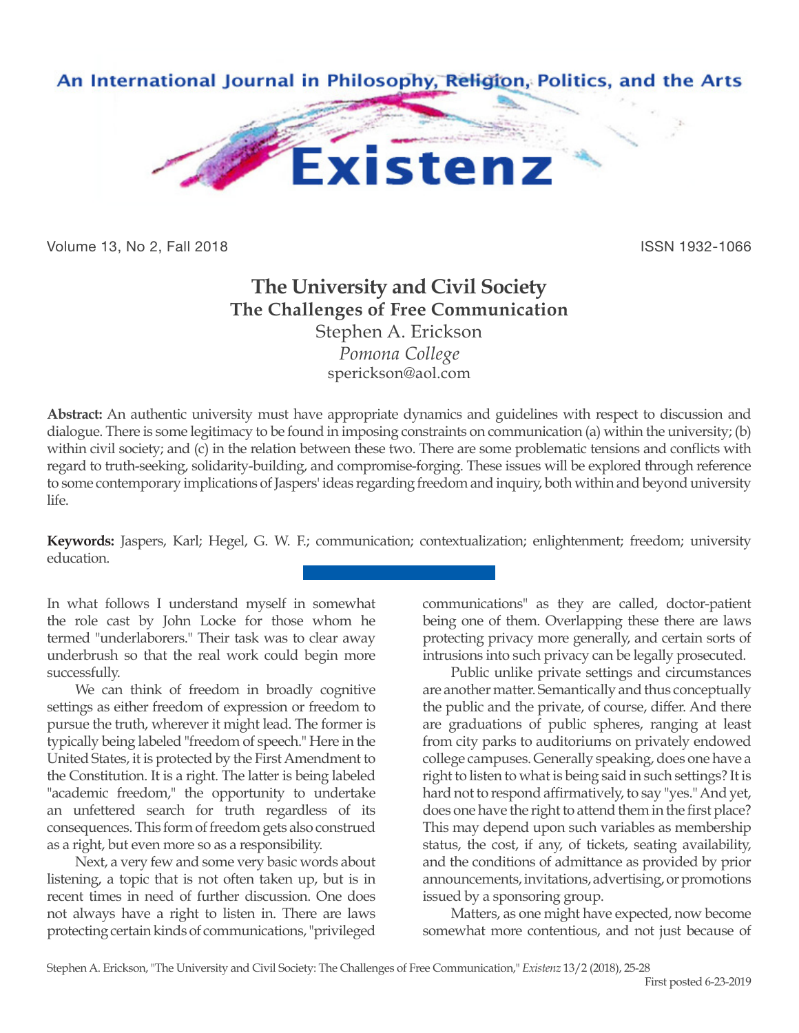# The University and Civil Society
## The Challenges of Free Communication

Stephen A. Erickson
*Pomona College*
sperickson@aol.com

**Abstract:** An authentic university must have appropriate dynamics and guidelines with respect to discussion and dialogue. There is some legitimacy to be found in imposing constraints on communication (a) within the university; (b) within civil society; and (c) in the relation between these two. There are some problematic tensions and conflicts with regard to truth-seeking, solidarity-building, and compromise-forging. These issues will be explored through reference to some contemporary implications of Jaspers' ideas regarding freedom and inquiry, both within and beyond university life.

**Keywords:** Jaspers, Karl; Hegel, G. W. F.; communication; contextualization; enlightenment; freedom; university education.

In what follows I understand myself in somewhat the role cast by John Locke for those whom he termed "underlaborers." Their task was to clear away underbrush so that the real work could begin more successfully.

We can think of freedom in broadly cognitive settings as either freedom of expression or freedom to pursue the truth, wherever it might lead. The former is typically being labeled "freedom of speech." Here in the United States, it is protected by the First Amendment to the Constitution. It is a right. The latter is being labeled "academic freedom," the opportunity to undertake an unfettered search for truth regardless of its consequences. This form of freedom gets also construed as a right, but even more so as a responsibility.

Next, a very few and some very basic words about listening, a topic that is not often taken up, but is in recent times in need of further discussion. One does not always have a right to listen in. There are laws protecting certain kinds of communications, "privileged communications" as they are called, doctor-patient being one of them. Overlapping these there are laws protecting privacy more generally, and certain sorts of intrusions into such privacy can be legally prosecuted.

Public unlike private settings and circumstances are another matter. Semantically and thus conceptually the public and the private, of course, differ. And there are graduations of public spheres, ranging at least from city parks to auditoriums on privately endowed college campuses. Generally speaking, does one have a right to listen to what is being said in such settings? It is hard not to respond affirmatively, to say "yes." And yet, does one have the right to attend them in the first place? This may depend upon such variables as membership status, the cost, if any, of tickets, seating availability, and the conditions of admittance as provided by prior announcements, invitations, advertising, or promotions issued by a sponsoring group.

Matters, as one might have expected, now become somewhat more contentious, and not just because of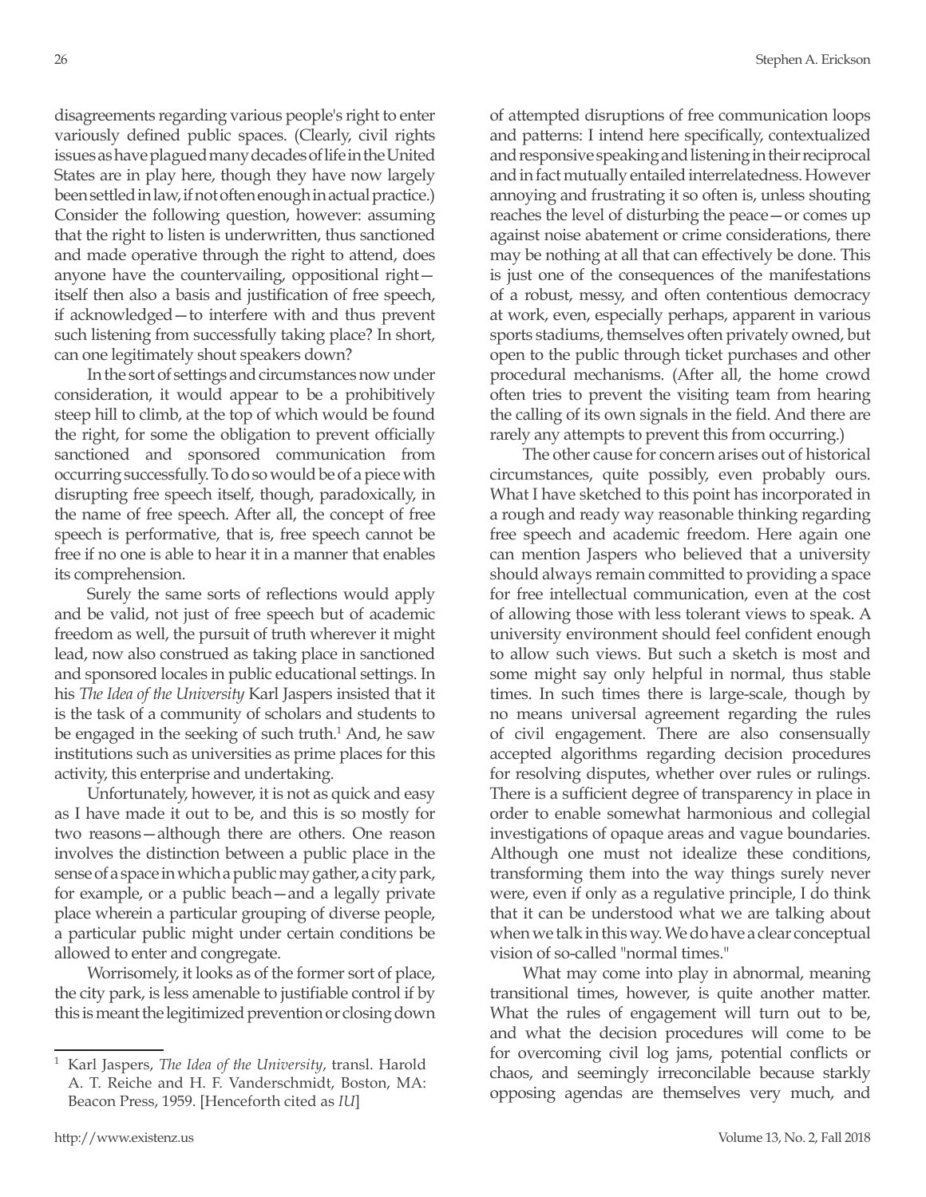disagreements regarding various people's right to enter variously defined public spaces. (Clearly, civil rights issues as have plagued many decades of life in the United States are in play here, though they have now largely been settled in law, if not often enough in actual practice.) Consider the following question, however: assuming that the right to listen is underwritten, thus sanctioned and made operative through the right to attend, does anyone have the countervailing, oppositional right—itself then also a basis and justification of free speech, if acknowledged—to interfere with and thus prevent such listening from successfully taking place? In short, can one legitimately shout speakers down?

In the sort of settings and circumstances now under consideration, it would appear to be a prohibitively steep hill to climb, at the top of which would be found the right, for some the obligation to prevent officially sanctioned and sponsored communication from occurring successfully. To do so would be of a piece with disrupting free speech itself, though, paradoxically, in the name of free speech. After all, the concept of free speech is performative, that is, free speech cannot be free if no one is able to hear it in a manner that enables its comprehension.

Surely the same sorts of reflections would apply and be valid, not just of free speech but of academic freedom as well, the pursuit of truth wherever it might lead, now also construed as taking place in sanctioned and sponsored locales in public educational settings. In his *The Idea of the University* Karl Jaspers insisted that it is the task of a community of scholars and students to be engaged in the seeking of such truth.[1] And, he saw institutions such as universities as prime places for this activity, this enterprise and undertaking.

Unfortunately, however, it is not as quick and easy as I have made it out to be, and this is so mostly for two reasons—although there are others. One reason involves the distinction between a public place in the sense of a space in which a public may gather, a city park, for example, or a public beach—and a legally private place wherein a particular grouping of diverse people, a particular public might under certain conditions be allowed to enter and congregate.

Worrisomely, it looks as of the former sort of place, the city park, is less amenable to justifiable control if by this is meant the legitimized prevention or closing down of attempted disruptions of free communication loops and patterns: I intend here specifically, contextualized and responsive speaking and listening in their reciprocal and in fact mutually entailed interrelatedness. However annoying and frustrating it so often is, unless shouting reaches the level of disturbing the peace—or comes up against noise abatement or crime considerations, there may be nothing at all that can effectively be done. This is just one of the consequences of the manifestations of a robust, messy, and often contentious democracy at work, even, especially perhaps, apparent in various sports stadiums, themselves often privately owned, but open to the public through ticket purchases and other procedural mechanisms. (After all, the home crowd often tries to prevent the visiting team from hearing the calling of its own signals in the field. And there are rarely any attempts to prevent this from occurring.)

The other cause for concern arises out of historical circumstances, quite possibly, even probably ours. What I have sketched to this point has incorporated in a rough and ready way reasonable thinking regarding free speech and academic freedom. Here again one can mention Jaspers who believed that a university should always remain committed to providing a space for free intellectual communication, even at the cost of allowing those with less tolerant views to speak. A university environment should feel confident enough to allow such views. But such a sketch is most and some might say only helpful in normal, thus stable times. In such times there is large-scale, though by no means universal agreement regarding the rules of civil engagement. There are also consensually accepted algorithms regarding decision procedures for resolving disputes, whether over rules or rulings. There is a sufficient degree of transparency in place in order to enable somewhat harmonious and collegial investigations of opaque areas and vague boundaries. Although one must not idealize these conditions, transforming them into the way things surely never were, even if only as a regulative principle, I do think that it can be understood what we are talking about when we talk in this way. We do have a clear conceptual vision of so-called "normal times."

What may come into play in abnormal, meaning transitional times, however, is quite another matter. What the rules of engagement will turn out to be, and what the decision procedures will come to be for overcoming civil log jams, potential conflicts or chaos, and seemingly irreconcilable because starkly opposing agendas are themselves very much, and

---

[1] Karl Jaspers, *The Idea of the University*, transl. Harold A. T. Reiche and H. F. Vanderschmidt, Boston, MA: Beacon Press, 1959. [Henceforth cited as *IU*]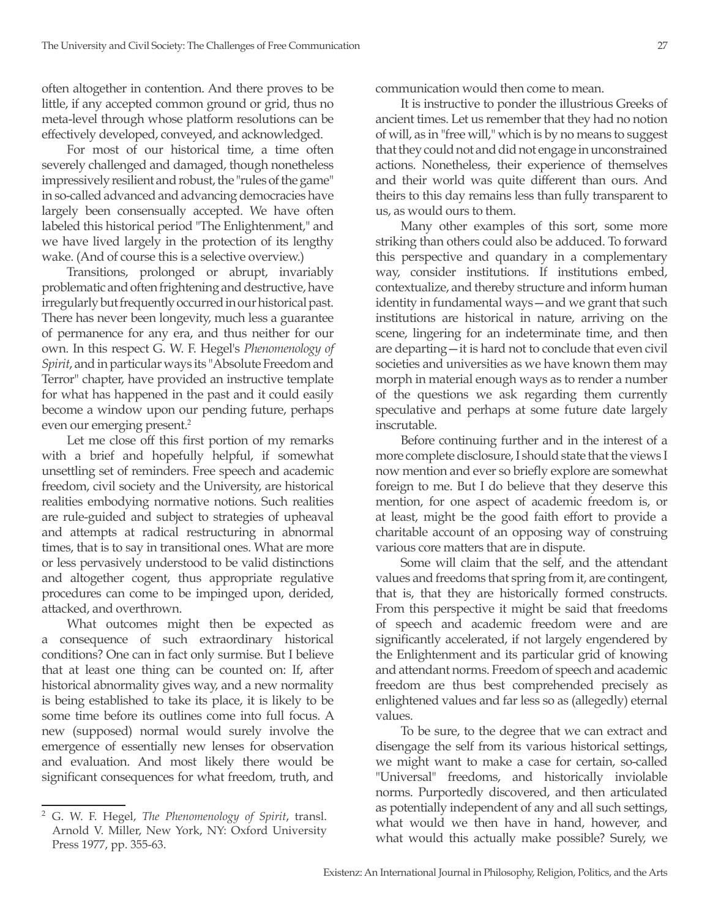often altogether in contention. And there proves to be little, if any accepted common ground or grid, thus no meta-level through whose platform resolutions can be effectively developed, conveyed, and acknowledged.

For most of our historical time, a time often severely challenged and damaged, though nonetheless impressively resilient and robust, the "rules of the game" in so-called advanced and advancing democracies have largely been consensually accepted. We have often labeled this historical period "The Enlightenment," and we have lived largely in the protection of its lengthy wake. (And of course this is a selective overview.)

Transitions, prolonged or abrupt, invariably problematic and often frightening and destructive, have irregularly but frequently occurred in our historical past. There has never been longevity, much less a guarantee of permanence for any era, and thus neither for our own. In this respect G. W. F. Hegel's *Phenomenology of Spirit*, and in particular ways its "Absolute Freedom and Terror" chapter, have provided an instructive template for what has happened in the past and it could easily become a window upon our pending future, perhaps even our emerging present.[2]

Let me close off this first portion of my remarks with a brief and hopefully helpful, if somewhat unsettling set of reminders. Free speech and academic freedom, civil society and the University, are historical realities embodying normative notions. Such realities are rule-guided and subject to strategies of upheaval and attempts at radical restructuring in abnormal times, that is to say in transitional ones. What are more or less pervasively understood to be valid distinctions and altogether cogent, thus appropriate regulative procedures can come to be impinged upon, derided, attacked, and overthrown.

What outcomes might then be expected as a consequence of such extraordinary historical conditions? One can in fact only surmise. But I believe that at least one thing can be counted on: If, after historical abnormality gives way, and a new normality is being established to take its place, it is likely to be some time before its outlines come into full focus. A new (supposed) normal would surely involve the emergence of essentially new lenses for observation and evaluation. And most likely there would be significant consequences for what freedom, truth, and communication would then come to mean.

It is instructive to ponder the illustrious Greeks of ancient times. Let us remember that they had no notion of will, as in "free will," which is by no means to suggest that they could not and did not engage in unconstrained actions. Nonetheless, their experience of themselves and their world was quite different than ours. And theirs to this day remains less than fully transparent to us, as would ours to them.

Many other examples of this sort, some more striking than others could also be adduced. To forward this perspective and quandary in a complementary way, consider institutions. If institutions embed, contextualize, and thereby structure and inform human identity in fundamental ways—and we grant that such institutions are historical in nature, arriving on the scene, lingering for an indeterminate time, and then are departing—it is hard not to conclude that even civil societies and universities as we have known them may morph in material enough ways as to render a number of the questions we ask regarding them currently speculative and perhaps at some future date largely inscrutable.

Before continuing further and in the interest of a more complete disclosure, I should state that the views I now mention and ever so briefly explore are somewhat foreign to me. But I do believe that they deserve this mention, for one aspect of academic freedom is, or at least, might be the good faith effort to provide a charitable account of an opposing way of construing various core matters that are in dispute.

Some will claim that the self, and the attendant values and freedoms that spring from it, are contingent, that is, that they are historically formed constructs. From this perspective it might be said that freedoms of speech and academic freedom were and are significantly accelerated, if not largely engendered by the Enlightenment and its particular grid of knowing and attendant norms. Freedom of speech and academic freedom are thus best comprehended precisely as enlightened values and far less so as (allegedly) eternal values.

To be sure, to the degree that we can extract and disengage the self from its various historical settings, we might want to make a case for certain, so-called "Universal" freedoms, and historically inviolable norms. Purportedly discovered, and then articulated as potentially independent of any and all such settings, what would we then have in hand, however, and what would this actually make possible? Surely, we

---

[2] G. W. F. Hegel, *The Phenomenology of Spirit*, transl. Arnold V. Miller, New York, NY: Oxford University Press 1977, pp. 355-63.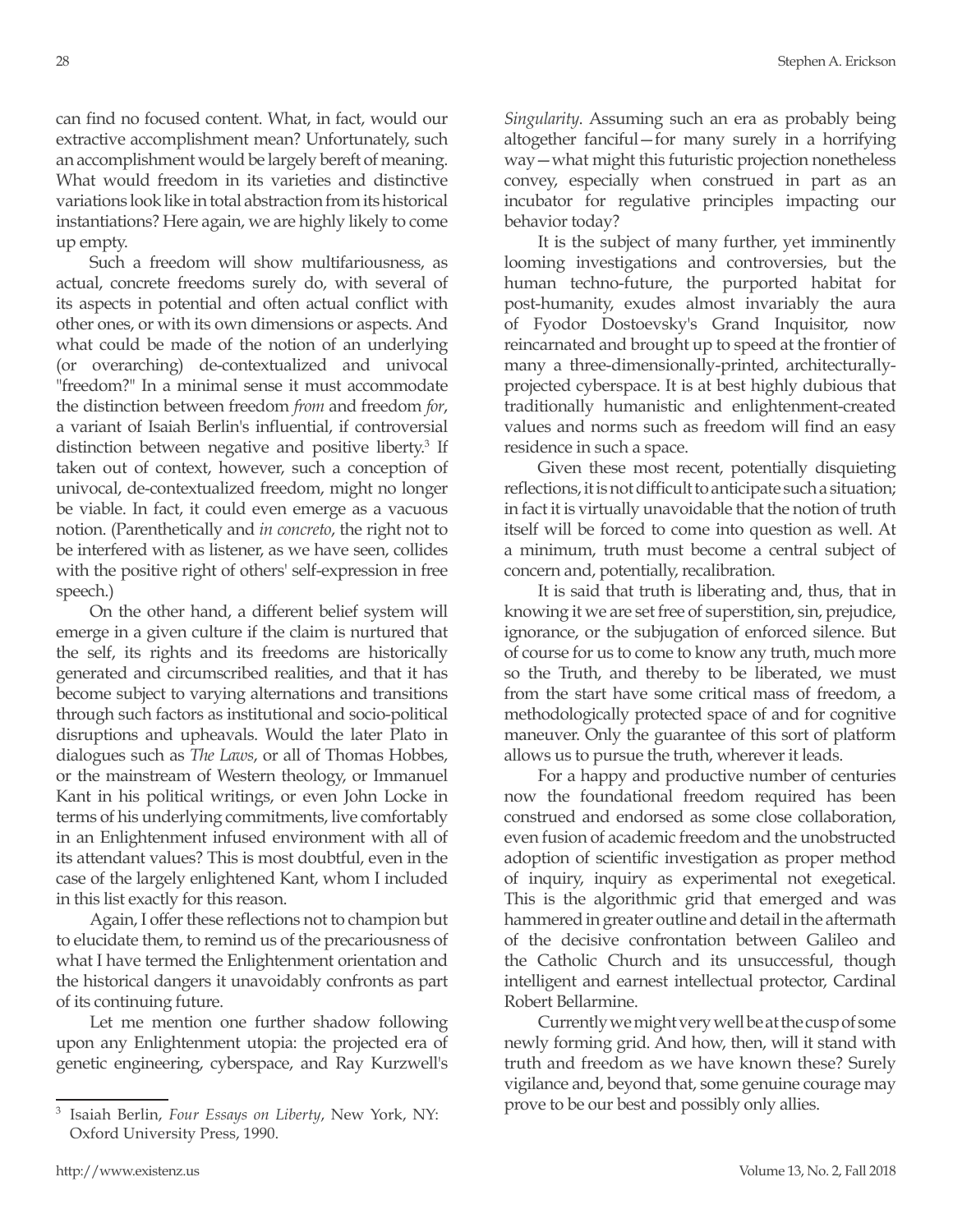can find no focused content. What, in fact, would our extractive accomplishment mean? Unfortunately, such an accomplishment would be largely bereft of meaning. What would freedom in its varieties and distinctive variations look like in total abstraction from its historical instantiations? Here again, we are highly likely to come up empty.

Such a freedom will show multifariousness, as actual, concrete freedoms surely do, with several of its aspects in potential and often actual conflict with other ones, or with its own dimensions or aspects. And what could be made of the notion of an underlying (or overarching) de-contextualized and univocal "freedom?" In a minimal sense it must accommodate the distinction between freedom *from* and freedom *for*, a variant of Isaiah Berlin's influential, if controversial distinction between negative and positive liberty.[3] If taken out of context, however, such a conception of univocal, de-contextualized freedom, might no longer be viable. In fact, it could even emerge as a vacuous notion. (Parenthetically and *in concreto*, the right not to be interfered with as listener, as we have seen, collides with the positive right of others' self-expression in free speech.)

On the other hand, a different belief system will emerge in a given culture if the claim is nurtured that the self, its rights and its freedoms are historically generated and circumscribed realities, and that it has become subject to varying alternations and transitions through such factors as institutional and socio-political disruptions and upheavals. Would the later Plato in dialogues such as *The Laws*, or all of Thomas Hobbes, or the mainstream of Western theology, or Immanuel Kant in his political writings, or even John Locke in terms of his underlying commitments, live comfortably in an Enlightenment infused environment with all of its attendant values? This is most doubtful, even in the case of the largely enlightened Kant, whom I included in this list exactly for this reason.

Again, I offer these reflections not to champion but to elucidate them, to remind us of the precariousness of what I have termed the Enlightenment orientation and the historical dangers it unavoidably confronts as part of its continuing future.

Let me mention one further shadow following upon any Enlightenment utopia: the projected era of genetic engineering, cyberspace, and Ray Kurzwell's *Singularity*. Assuming such an era as probably being altogether fanciful—for many surely in a horrifying way—what might this futuristic projection nonetheless convey, especially when construed in part as an incubator for regulative principles impacting our behavior today?

It is the subject of many further, yet imminently looming investigations and controversies, but the human techno-future, the purported habitat for post-humanity, exudes almost invariably the aura of Fyodor Dostoevsky's Grand Inquisitor, now reincarnated and brought up to speed at the frontier of many a three-dimensionally-printed, architecturally-projected cyberspace. It is at best highly dubious that traditionally humanistic and enlightenment-created values and norms such as freedom will find an easy residence in such a space.

Given these most recent, potentially disquieting reflections, it is not difficult to anticipate such a situation; in fact it is virtually unavoidable that the notion of truth itself will be forced to come into question as well. At a minimum, truth must become a central subject of concern and, potentially, recalibration.

It is said that truth is liberating and, thus, that in knowing it we are set free of superstition, sin, prejudice, ignorance, or the subjugation of enforced silence. But of course for us to come to know any truth, much more so the Truth, and thereby to be liberated, we must from the start have some critical mass of freedom, a methodologically protected space of and for cognitive maneuver. Only the guarantee of this sort of platform allows us to pursue the truth, wherever it leads.

For a happy and productive number of centuries now the foundational freedom required has been construed and endorsed as some close collaboration, even fusion of academic freedom and the unobstructed adoption of scientific investigation as proper method of inquiry, inquiry as experimental not exegetical. This is the algorithmic grid that emerged and was hammered in greater outline and detail in the aftermath of the decisive confrontation between Galileo and the Catholic Church and its unsuccessful, though intelligent and earnest intellectual protector, Cardinal Robert Bellarmine.

Currently we might very well be at the cusp of some newly forming grid. And how, then, will it stand with truth and freedom as we have known these? Surely vigilance and, beyond that, some genuine courage may prove to be our best and possibly only allies.

---

[3] Isaiah Berlin, *Four Essays on Liberty*, New York, NY: Oxford University Press, 1990.